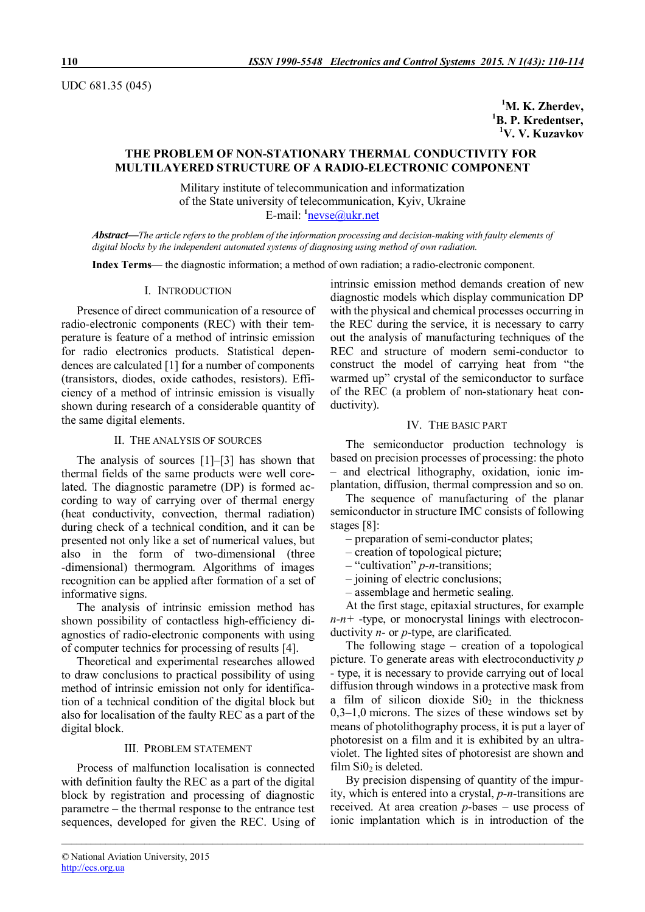UDC 681.35 (045)

**[1]M. K. Zherdev,**
**[1]B. P. Kredentser,**
**[1]V. V. Kuzavkov**

# THE PROBLEM OF NON-STATIONARY THERMAL CONDUCTIVITY FOR MULTILAYERED STRUCTURE OF A RADIO-ELECTRONIC COMPONENT

Military institute of telecommunication and informatization
of the State university of telecommunication, Kyiv, Ukraine
E-mail: [1]nevse@ukr.net

***Abstract*—***The article refers to the problem of the information processing and decision-making with faulty elements of digital blocks by the independent automated systems of diagnosing using method of own radiation.*

**Index Terms**— the diagnostic information; a method of own radiation; a radio-electronic component.

## I. Introduction

Presence of direct communication of a resource of radio-electronic components (REC) with their temperature is feature of a method of intrinsic emission for radio electronics products. Statistical dependences are calculated [1] for a number of components (transistors, diodes, oxide cathodes, resistors). Efficiency of a method of intrinsic emission is visually shown during research of a considerable quantity of the same digital elements.

## II. The analysis of sources

The analysis of sources [1]–[3] has shown that thermal fields of the same products were well corelated. The diagnostic parametre (DP) is formed according to way of carrying over of thermal energy (heat conductivity, convection, thermal radiation) during check of a technical condition, and it can be presented not only like a set of numerical values, but also in the form of two-dimensional (three -dimensional) thermogram. Algorithms of images recognition can be applied after formation of a set of informative signs.

The analysis of intrinsic emission method has shown possibility of contactless high-efficiency diagnostics of radio-electronic components with using of computer technics for processing of results [4].

Theoretical and experimental researches allowed to draw conclusions to practical possibility of using method of intrinsic emission not only for identification of a technical condition of the digital block but also for localisation of the faulty REC as a part of the digital block.

## III. Problem statement

Process of malfunction localisation is connected with definition faulty the REC as a part of the digital block by registration and processing of diagnostic parametre – the thermal response to the entrance test sequences, developed for given the REC. Using of intrinsic emission method demands creation of new diagnostic models which display communication DP with the physical and chemical processes occurring in the REC during the service, it is necessary to carry out the analysis of manufacturing techniques of the REC and structure of modern semi-conductor to construct the model of carrying heat from "the warmed up" crystal of the semiconductor to surface of the REC (a problem of non-stationary heat conductivity).

## IV. The basic part

The semiconductor production technology is based on precision processes of processing: the photo – and electrical lithography, oxidation, ionic implantation, diffusion, thermal compression and so on.

The sequence of manufacturing of the planar semiconductor in structure IMC consists of following stages [8]:

– preparation of semi-conductor plates;
– creation of topological picture;
– "cultivation" *p-n*-transitions;
– joining of electric conclusions;
– assemblage and hermetic sealing.

At the first stage, epitaxial structures, for example *n-n+* -type, or monocrystal linings with electroconductivity *n-* or *p*-type, are clarificated.

The following stage – creation of a topological picture. To generate areas with electroconductivity *p* - type, it is necessary to provide carrying out of local diffusion through windows in a protective mask from a film of silicon dioxide $Si0_2$ in the thickness 0,3–1,0 microns. The sizes of these windows set by means of photolithography process, it is put a layer of photoresist on a film and it is exhibited by an ultraviolet. The lighted sites of photoresist are shown and film $Si0_2$ is deleted.

By precision dispensing of quantity of the impurity, which is entered into a crystal, *p-n*-transitions are received. At area creation *p*-bases – use process of ionic implantation which is in introduction of the

© National Aviation University, 2015
http://ecs.org.ua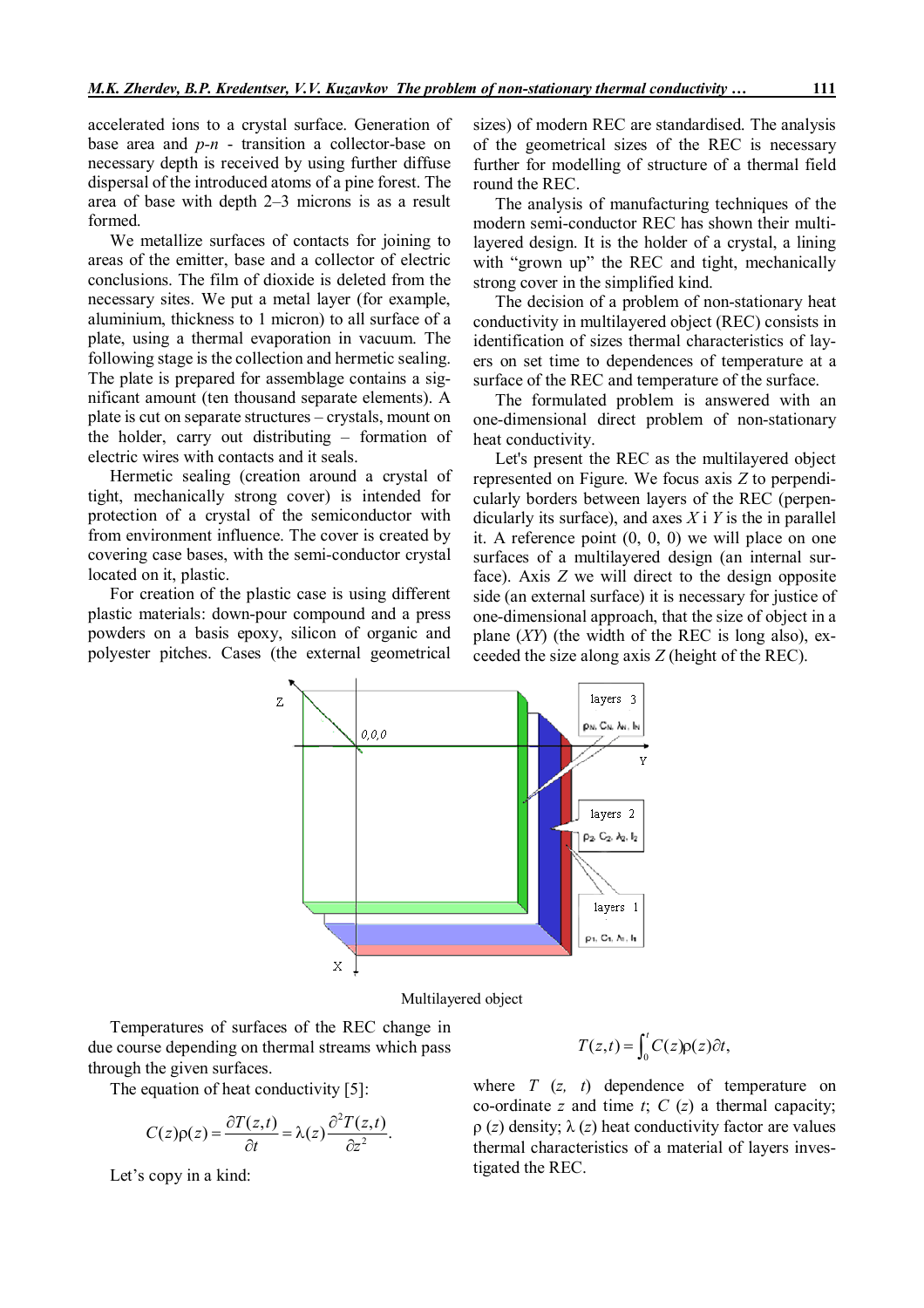accelerated ions to a crystal surface. Generation of base area and *p-n* - transition a collector-base on necessary depth is received by using further diffuse dispersal of the introduced atoms of a pine forest. The area of base with depth 2–3 microns is as a result formed.

We metallize surfaces of contacts for joining to areas of the emitter, base and a collector of electric conclusions. The film of dioxide is deleted from the necessary sites. We put a metal layer (for example, aluminium, thickness to 1 micron) to all surface of a plate, using a thermal evaporation in vacuum. The following stage is the collection and hermetic sealing. The plate is prepared for assemblage contains a significant amount (ten thousand separate elements). A plate is cut on separate structures – crystals, mount on the holder, carry out distributing – formation of electric wires with contacts and it seals.

Hermetic sealing (creation around a crystal of tight, mechanically strong cover) is intended for protection of a crystal of the semiconductor with from environment influence. The cover is created by covering case bases, with the semi-conductor crystal located on it, plastic.

For creation of the plastic case is using different plastic materials: down-pour compound and a press powders on a basis epoxy, silicon of organic and polyester pitches. Cases (the external geometrical sizes) of modern REC are standardised. The analysis of the geometrical sizes of the REC is necessary further for modelling of structure of a thermal field round the REC.

The analysis of manufacturing techniques of the modern semi-conductor REC has shown their multi-layered design. It is the holder of a crystal, a lining with "grown up" the REC and tight, mechanically strong cover in the simplified kind.

The decision of a problem of non-stationary heat conductivity in multilayered object (REC) consists in identification of sizes thermal characteristics of layers on set time to dependences of temperature at a surface of the REC and temperature of the surface.

The formulated problem is answered with an one-dimensional direct problem of non-stationary heat conductivity.

Let's present the REC as the multilayered object represented on Figure. We focus axis *Z* to perpendicularly borders between layers of the REC (perpendicularly its surface), and axes *X* i *Y* is the in parallel it. A reference point (0, 0, 0) we will place on one surfaces of a multilayered design (an internal surface). Axis *Z* we will direct to the design opposite side (an external surface) it is necessary for justice of one-dimensional approach, that the size of object in a plane (*XY*) (the width of the REC is long also), exceeded the size along axis *Z* (height of the REC).

Multilayered object

Temperatures of surfaces of the REC change in due course depending on thermal streams which pass through the given surfaces.

The equation of heat conductivity [5]:

$$C(z)\rho(z) = \frac{\partial T(z,t)}{\partial t} = \lambda(z)\frac{\partial^2 T(z,t)}{\partial z^2}.$$

Let's copy in a kind:

$$T(z,t) = \int_0^t C(z)\rho(z)\partial t,$$

where $T(z, t)$ dependence of temperature on co-ordinate $z$ and time $t$; $C(z)$ a thermal capacity; $\rho(z)$ density; $\lambda(z)$ heat conductivity factor are values thermal characteristics of a material of layers investigated the REC.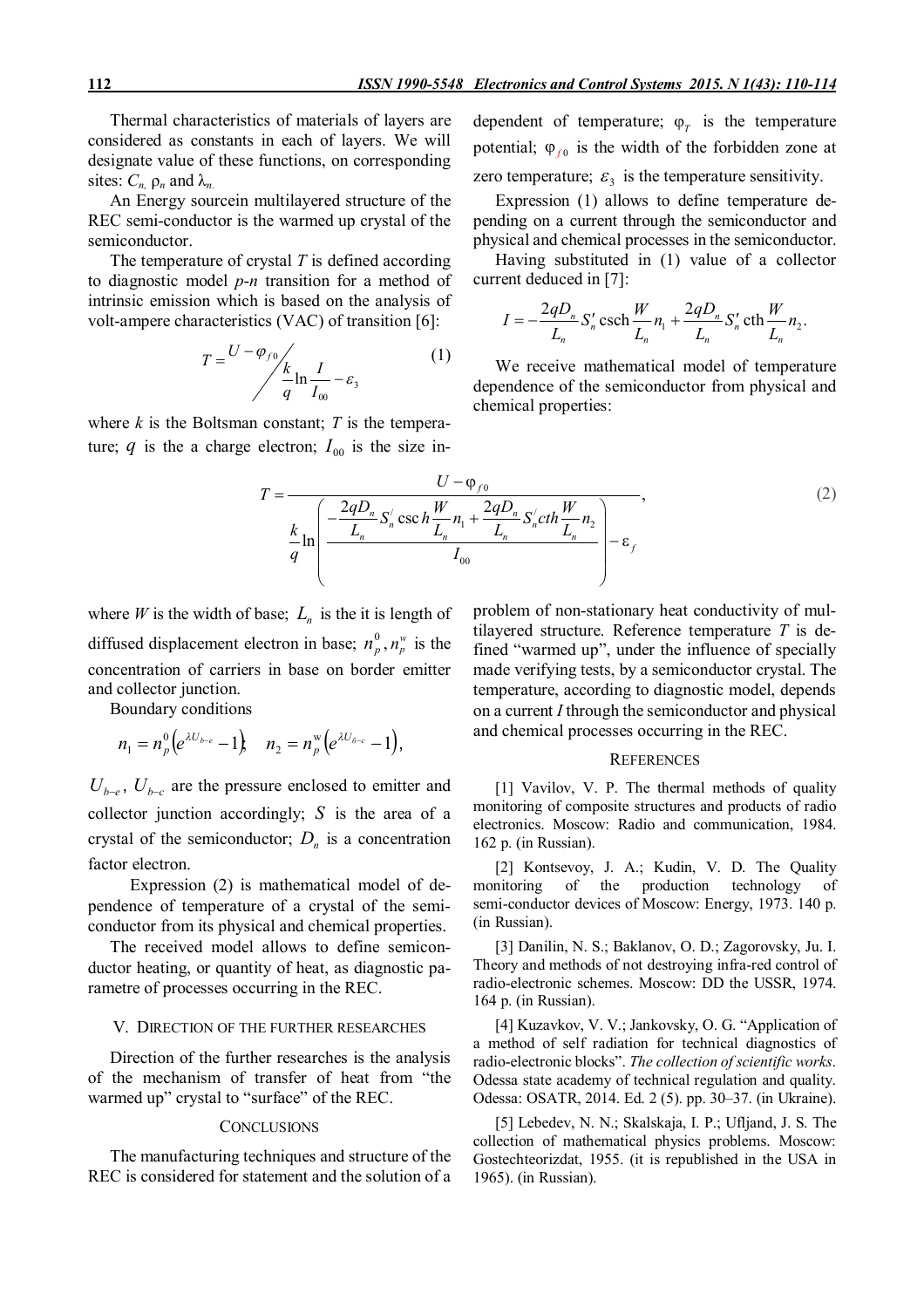Thermal characteristics of materials of layers are considered as constants in each of layers. We will designate value of these functions, on corresponding sites: $C_n$, $\rho_n$ and $\lambda_n$.

An Energy sourcein multilayered structure of the REC semi-conductor is the warmed up crystal of the semiconductor.

The temperature of crystal $T$ is defined according to diagnostic model *p-n* transition for a method of intrinsic emission which is based on the analysis of volt-ampere characteristics (VAC) of transition [6]:

$$T = {U - \varphi_{f0}} \Big/ {\frac{k}{q}\ln\frac{I}{I_{00}} - \varepsilon_3} \qquad (1)$$

where $k$ is the Boltsman constant; $T$ is the temperature; $q$ is the a charge electron; $I_{00}$ is the size independent of temperature; $\varphi_T$ is the temperature potential; $\varphi_{f0}$ is the width of the forbidden zone at zero temperature; $\varepsilon_3$ is the temperature sensitivity.

Expression (1) allows to define temperature depending on a current through the semiconductor and physical and chemical processes in the semiconductor.

Having substituted in (1) value of a collector current deduced in [7]:

$$I = -\frac{2qD_n}{L_n}S'_n \,\mathrm{csch}\frac{W}{L_n}n_1 + \frac{2qD_n}{L_n}S'_n \,\mathrm{cth}\frac{W}{L_n}n_2.$$

We receive mathematical model of temperature dependence of the semiconductor from physical and chemical properties:

$$T = \frac{U - \varphi_{f0}}{\dfrac{k}{q}\ln\left(\dfrac{-\dfrac{2qD_n}{L_n}S_n^{/}\,\mathrm{csc}\,h\dfrac{W}{L_n}n_1 + \dfrac{2qD_n}{L_n}S_n^{/}cth\dfrac{W}{L_n}n_2}{I_{00}}\right) - \varepsilon_f}, \qquad (2)$$

where $W$ is the width of base; $L_n$ is the it is length of diffused displacement electron in base; $n_p^0, n_p^w$ is the concentration of carriers in base on border emitter and collector junction.

Boundary conditions

$$n_1 = n_p^0\left(e^{\lambda U_{b-e}} - 1\right), \quad n_2 = n_p^{\mathrm{w}}\left(e^{\lambda U_{б-c}} - 1\right),$$

$U_{b-e}$, $U_{b-c}$ are the pressure enclosed to emitter and collector junction accordingly; $S$ is the area of a crystal of the semiconductor; $D_n$ is a concentration factor electron.

Expression (2) is mathematical model of dependence of temperature of a crystal of the semiconductor from its physical and chemical properties.

The received model allows to define semiconductor heating, or quantity of heat, as diagnostic parametre of processes occurring in the REC.

## V. Direction of the further researches

Direction of the further researches is the analysis of the mechanism of transfer of heat from "the warmed up" crystal to "surface" of the REC.

## Conclusions

The manufacturing techniques and structure of the REC is considered for statement and the solution of a problem of non-stationary heat conductivity of multilayered structure. Reference temperature $T$ is defined "warmed up", under the influence of specially made verifying tests, by a semiconductor crystal. The temperature, according to diagnostic model, depends on a current $I$ through the semiconductor and physical and chemical processes occurring in the REC.

## References

[1] Vavilov, V. P. The thermal methods of quality monitoring of composite structures and products of radio electronics. Moscow: Radio and communication, 1984. 162 p. (in Russian).

[2] Kontsevoy, J. A.; Kudin, V. D. The Quality monitoring of the production technology of semi-conductor devices of Moscow: Energy, 1973. 140 p. (in Russian).

[3] Danilin, N. S.; Baklanov, O. D.; Zagorovsky, Ju. I. Theory and methods of not destroying infra-red control of radio-electronic schemes. Moscow: DD the USSR, 1974. 164 p. (in Russian).

[4] Kuzavkov, V. V.; Jankovsky, O. G. "Application of a method of self radiation for technical diagnostics of radio-electronic blocks". *The collection of scientific works*. Odessa state academy of technical regulation and quality. Odessa: OSATR, 2014. Ed. 2 (5). pp. 30–37. (in Ukraine).

[5] Lebedev, N. N.; Skalskaja, I. P.; Ufljand, J. S. The collection of mathematical physics problems. Moscow: Gostechteorizdat, 1955. (it is republished in the USA in 1965). (in Russian).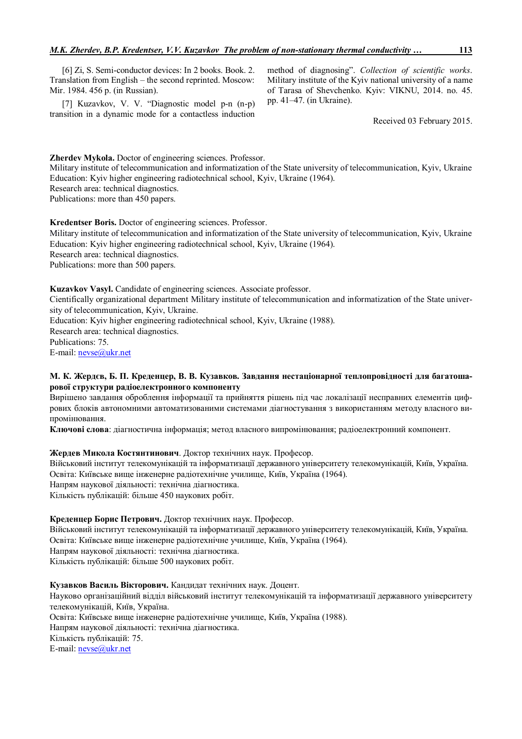[6] Zi, S. Semi-conductor devices: In 2 books. Book. 2. Translation from English – the second reprinted. Moscow: Mir. 1984. 456 p. (in Russian).

[7] Kuzavkov, V. V. "Diagnostic model p-n (n-p) transition in a dynamic mode for a contactless induction method of diagnosing". *Collection of scientific works*. Military institute of the Kyiv national university of a name of Tarasa of Shevchenko. Kyiv: VIKNU, 2014. no. 45. pp. 41–47. (in Ukraine).

Received 03 February 2015.

**Zherdev Mykola.** Doctor of engineering sciences. Professor.
Military institute of telecommunication and informatization of the State university of telecommunication, Kyiv, Ukraine
Education: Kyiv higher engineering radiotechnical school, Kyiv, Ukraine (1964).
Research area: technical diagnostics.
Publications: more than 450 papers.

**Kredentser Boris.** Doctor of engineering sciences. Professor.
Military institute of telecommunication and informatization of the State university of telecommunication, Kyiv, Ukraine
Education: Kyiv higher engineering radiotechnical school, Kyiv, Ukraine (1964).
Research area: technical diagnostics.
Publications: more than 500 papers.

**Kuzavkov Vasyl.** Candidate of engineering sciences. Associate professor.
Cientifically organizational department Military institute of telecommunication and informatization of the State university of telecommunication, Kyiv, Ukraine.
Education: Kyiv higher engineering radiotechnical school, Kyiv, Ukraine (1988).
Research area: technical diagnostics.
Publications: 75.
E-mail: nevse@ukr.net

**М. К. Жердєв, Б. П. Креденцер, В. В. Кузавков. Завдання нестаціонарної теплопровідності для багатошарової структури радіоелектронного компоненту**

Вирішено завдання оброблення інформації та прийняття рішень під час локалізації несправних елементів цифрових блоків автономними автоматизованими системами діагностування з використанням методу власного випромінювання.

**Ключові слова**: діагностична інформація; метод власного випромінювання; радіоелектронний компонент.

**Жердев Микола Костянтинович**. Доктор технічних наук. Професор.
Військовий інститут телекомунікацій та інформатизації державного університету телекомунікацій, Київ, Україна.
Освіта: Київське вище інженерне радіотехнічне училище, Київ, Україна (1964).
Напрям наукової діяльності: технічна діагностика.
Кількість публікацій: більше 450 наукових робіт.

**Креденцер Борис Петрович.** Доктор технічних наук. Професор.
Військовий інститут телекомунікацій та інформатизації державного університету телекомунікацій, Київ, Україна.
Освіта: Київське вище інженерне радіотехнічне училище, Київ, Україна (1964).
Напрям наукової діяльності: технічна діагностика.
Кількість публікацій: більше 500 наукових робіт.

**Кузавков Василь Вікторович.** Кандидат технічних наук. Доцент.
Науково організаційний відділ військовий інститут телекомунікацій та інформатизації державного університету телекомунікацій, Київ, Україна.
Освіта: Київське вище інженерне радіотехнічне училище, Київ, Україна (1988).
Напрям наукової діяльності: технічна діагностика.
Кількість публікацій: 75.
E-mail: nevse@ukr.net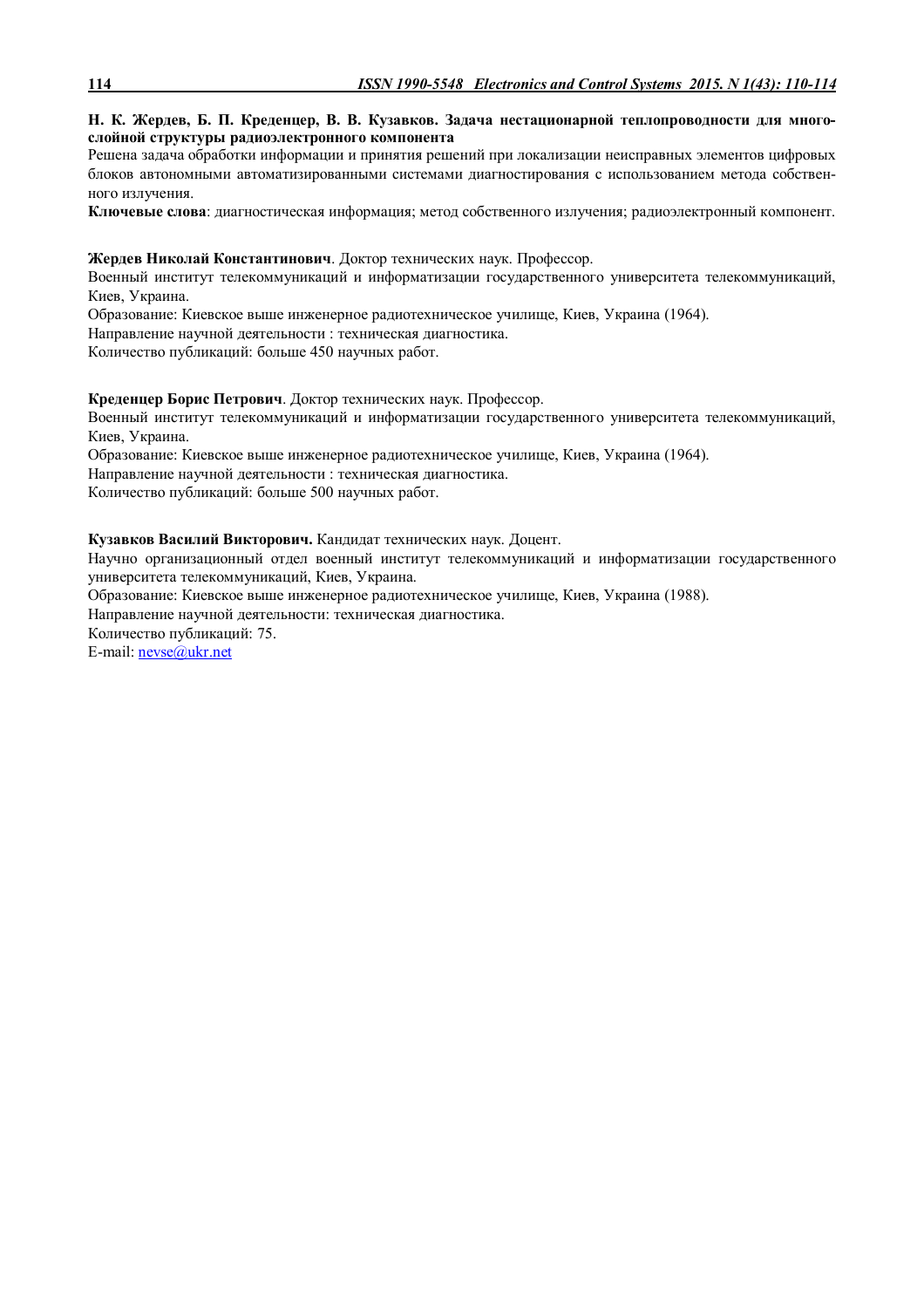**Н. К. Жердев, Б. П. Креденцер, В. В. Кузавков. Задача нестационарной теплопроводности для многослойной структуры радиоэлектронного компонента**

Решена задача обработки информации и принятия решений при локализации неисправных элементов цифровых блоков автономными автоматизированными системами диагностирования с использованием метода собственного излучения.

**Ключевые слова**: диагностическая информация; метод собственного излучения; радиоэлектронный компонент.

**Жердев Николай Константинович**. Доктор технических наук. Профессор.

Военный институт телекоммуникаций и информатизации государственного университета телекоммуникаций, Киев, Украина.

Образование: Киевское выше инженерное радиотехническое училище, Киев, Украина (1964).

Направление научной деятельности : техническая диагностика.

Количество публикаций: больше 450 научных работ.

**Креденцер Борис Петрович**. Доктор технических наук. Профессор.

Военный институт телекоммуникаций и информатизации государственного университета телекоммуникаций, Киев, Украина.

Образование: Киевское выше инженерное радиотехническое училище, Киев, Украина (1964).

Направление научной деятельности : техническая диагностика.

Количество публикаций: больше 500 научных работ.

**Кузавков Василий Викторович.** Кандидат технических наук. Доцент.

Научно организационный отдел военный институт телекоммуникаций и информатизации государственного университета телекоммуникаций, Киев, Украина.

Образование: Киевское выше инженерное радиотехническое училище, Киев, Украина (1988).

Направление научной деятельности: техническая диагностика.

Количество публикаций: 75.

E-mail: nevse@ukr.net